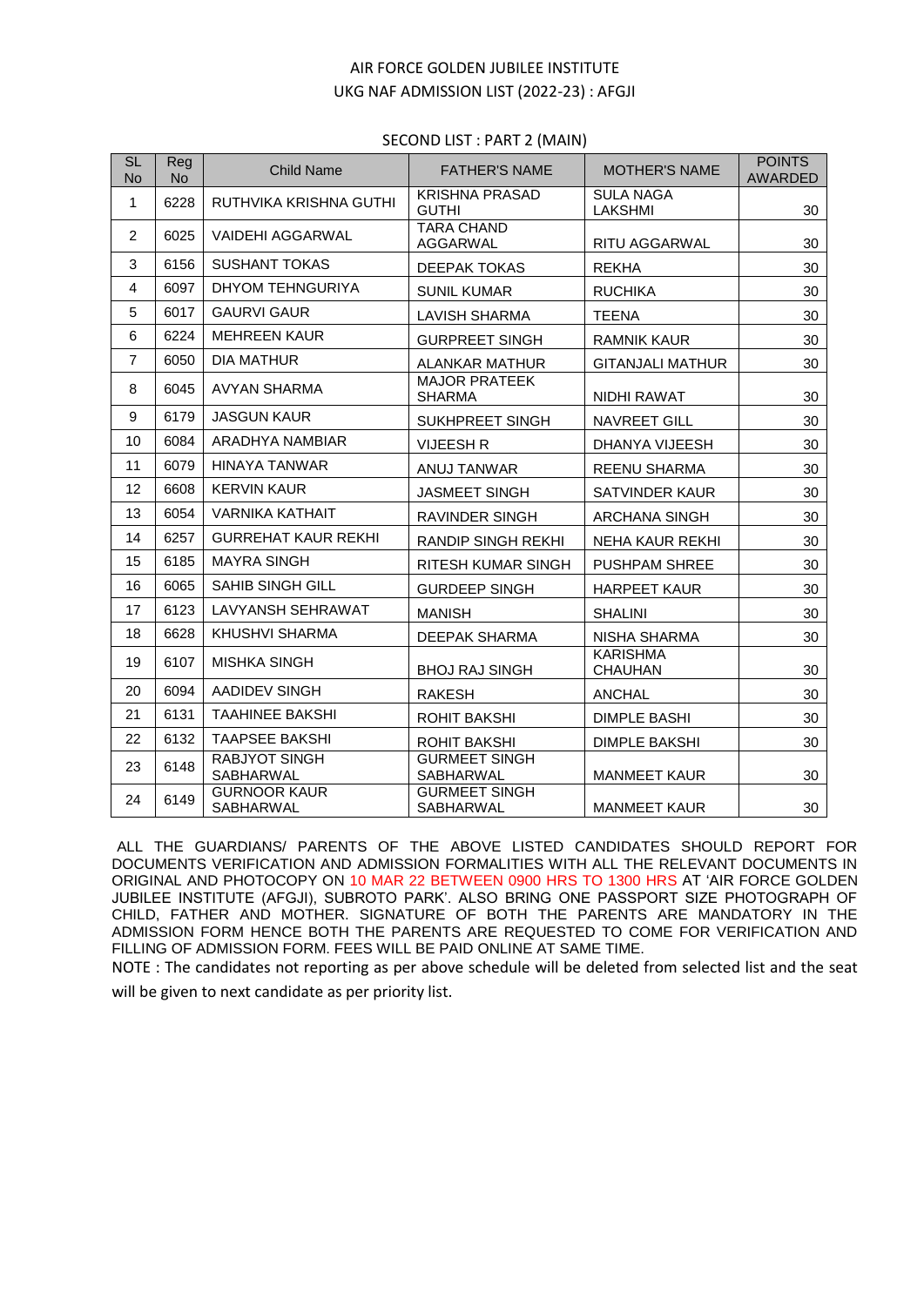# AIR FORCE GOLDEN JUBILEE INSTITUTE

## UKG NAF ADMISSION LIST (2022-23) : AFGJI

### SECOND LIST : PART 2 (MAIN)

| SL No | Reg No | Child Name | FATHER'S NAME | MOTHER'S NAME | POINTS AWARDED |
|---|---|---|---|---|---|
| 1 | 6228 | RUTHVIKA KRISHNA GUTHI | KRISHNA PRASAD GUTHI | SULA NAGA LAKSHMI | 30 |
| 2 | 6025 | VAIDEHI AGGARWAL | TARA CHAND AGGARWAL | RITU AGGARWAL | 30 |
| 3 | 6156 | SUSHANT TOKAS | DEEPAK TOKAS | REKHA | 30 |
| 4 | 6097 | DHYOM TEHNGURIYA | SUNIL KUMAR | RUCHIKA | 30 |
| 5 | 6017 | GAURVI GAUR | LAVISH SHARMA | TEENA | 30 |
| 6 | 6224 | MEHREEN KAUR | GURPREET SINGH | RAMNIK KAUR | 30 |
| 7 | 6050 | DIA MATHUR | ALANKAR MATHUR | GITANJALI MATHUR | 30 |
| 8 | 6045 | AVYAN SHARMA | MAJOR PRATEEK SHARMA | NIDHI RAWAT | 30 |
| 9 | 6179 | JASGUN KAUR | SUKHPREET SINGH | NAVREET GILL | 30 |
| 10 | 6084 | ARADHYA NAMBIAR | VIJEESH R | DHANYA VIJEESH | 30 |
| 11 | 6079 | HINAYA TANWAR | ANUJ TANWAR | REENU SHARMA | 30 |
| 12 | 6608 | KERVIN KAUR | JASMEET SINGH | SATVINDER KAUR | 30 |
| 13 | 6054 | VARNIKA KATHAIT | RAVINDER SINGH | ARCHANA SINGH | 30 |
| 14 | 6257 | GURREHAT KAUR REKHI | RANDIP SINGH REKHI | NEHA KAUR REKHI | 30 |
| 15 | 6185 | MAYRA SINGH | RITESH KUMAR SINGH | PUSHPAM SHREE | 30 |
| 16 | 6065 | SAHIB SINGH GILL | GURDEEP SINGH | HARPEET KAUR | 30 |
| 17 | 6123 | LAVYANSH SEHRAWAT | MANISH | SHALINI | 30 |
| 18 | 6628 | KHUSHVI SHARMA | DEEPAK SHARMA | NISHA SHARMA | 30 |
| 19 | 6107 | MISHKA SINGH | BHOJ RAJ SINGH | KARISHMA CHAUHAN | 30 |
| 20 | 6094 | AADIDEV SINGH | RAKESH | ANCHAL | 30 |
| 21 | 6131 | TAAHINEE BAKSHI | ROHIT BAKSHI | DIMPLE BASHI | 30 |
| 22 | 6132 | TAAPSEE BAKSHI | ROHIT BAKSHI | DIMPLE BAKSHI | 30 |
| 23 | 6148 | RABJYOT SINGH SABHARWAL | GURMEET SINGH SABHARWAL | MANMEET KAUR | 30 |
| 24 | 6149 | GURNOOR KAUR SABHARWAL | GURMEET SINGH SABHARWAL | MANMEET KAUR | 30 |

ALL THE GUARDIANS/ PARENTS OF THE ABOVE LISTED CANDIDATES SHOULD REPORT FOR DOCUMENTS VERIFICATION AND ADMISSION FORMALITIES WITH ALL THE RELEVANT DOCUMENTS IN ORIGINAL AND PHOTOCOPY ON 10 MAR 22 BETWEEN 0900 HRS TO 1300 HRS AT 'AIR FORCE GOLDEN JUBILEE INSTITUTE (AFGJI), SUBROTO PARK'. ALSO BRING ONE PASSPORT SIZE PHOTOGRAPH OF CHILD, FATHER AND MOTHER. SIGNATURE OF BOTH THE PARENTS ARE MANDATORY IN THE ADMISSION FORM HENCE BOTH THE PARENTS ARE REQUESTED TO COME FOR VERIFICATION AND FILLING OF ADMISSION FORM. FEES WILL BE PAID ONLINE AT SAME TIME.

NOTE : The candidates not reporting as per above schedule will be deleted from selected list and the seat will be given to next candidate as per priority list.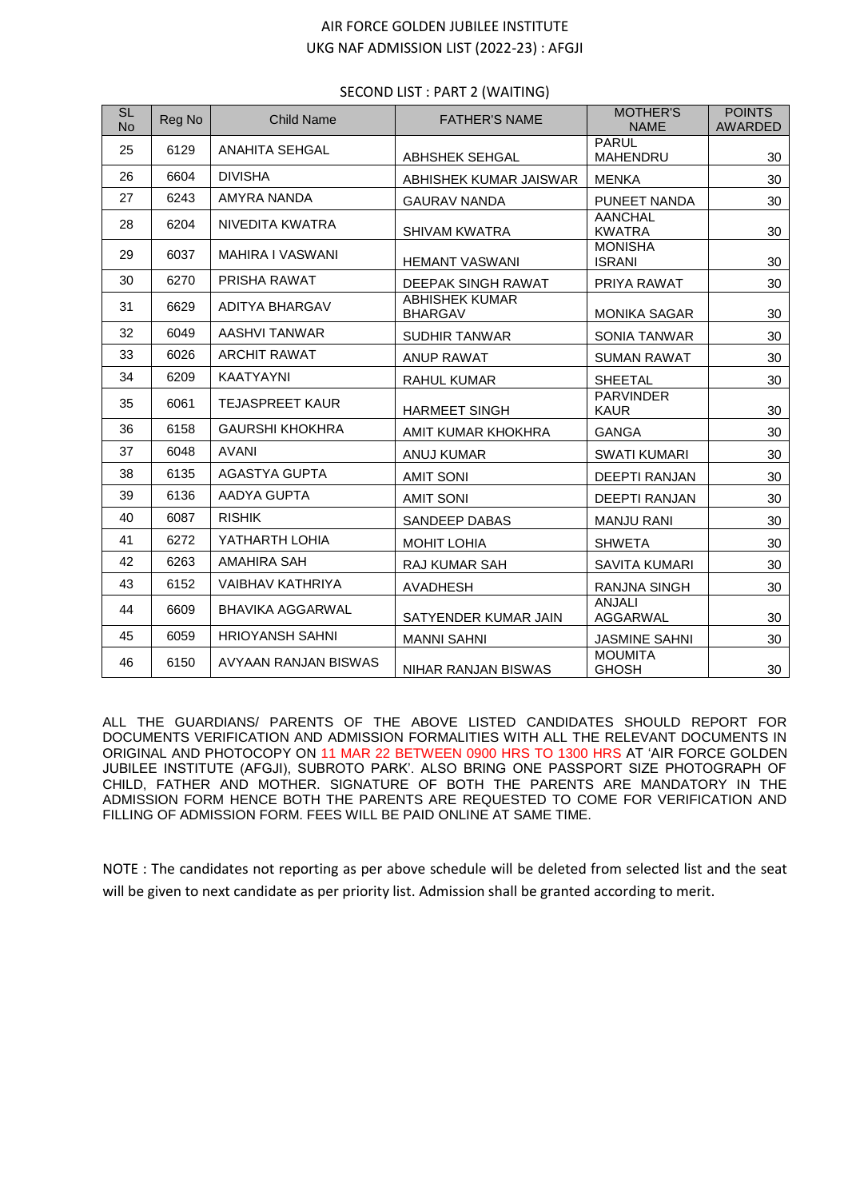AIR FORCE GOLDEN JUBILEE INSTITUTE

UKG NAF ADMISSION LIST (2022-23) : AFGJI

SECOND LIST : PART 2 (WAITING)

| SL No | Reg No | Child Name | FATHER'S NAME | MOTHER'S NAME | POINTS AWARDED |
|---|---|---|---|---|---|
| 25 | 6129 | ANAHITA SEHGAL | ABHSHEK SEHGAL | PARUL MAHENDRU | 30 |
| 26 | 6604 | DIVISHA | ABHISHEK KUMAR JAISWAR | MENKA | 30 |
| 27 | 6243 | AMYRA NANDA | GAURAV NANDA | PUNEET NANDA | 30 |
| 28 | 6204 | NIVEDITA KWATRA | SHIVAM KWATRA | AANCHAL KWATRA | 30 |
| 29 | 6037 | MAHIRA I VASWANI | HEMANT VASWANI | MONISHA ISRANI | 30 |
| 30 | 6270 | PRISHA RAWAT | DEEPAK SINGH RAWAT | PRIYA RAWAT | 30 |
| 31 | 6629 | ADITYA BHARGAV | ABHISHEK KUMAR BHARGAV | MONIKA SAGAR | 30 |
| 32 | 6049 | AASHVI TANWAR | SUDHIR TANWAR | SONIA TANWAR | 30 |
| 33 | 6026 | ARCHIT RAWAT | ANUP RAWAT | SUMAN RAWAT | 30 |
| 34 | 6209 | KAATYAYNI | RAHUL KUMAR | SHEETAL | 30 |
| 35 | 6061 | TEJASPREET KAUR | HARMEET SINGH | PARVINDER KAUR | 30 |
| 36 | 6158 | GAURSHI KHOKHRA | AMIT KUMAR KHOKHRA | GANGA | 30 |
| 37 | 6048 | AVANI | ANUJ KUMAR | SWATI KUMARI | 30 |
| 38 | 6135 | AGASTYA GUPTA | AMIT SONI | DEEPTI RANJAN | 30 |
| 39 | 6136 | AADYA GUPTA | AMIT SONI | DEEPTI RANJAN | 30 |
| 40 | 6087 | RISHIK | SANDEEP DABAS | MANJU RANI | 30 |
| 41 | 6272 | YATHARTH LOHIA | MOHIT LOHIA | SHWETA | 30 |
| 42 | 6263 | AMAHIRA SAH | RAJ KUMAR SAH | SAVITA KUMARI | 30 |
| 43 | 6152 | VAIBHAV KATHRIYA | AVADHESH | RANJNA SINGH | 30 |
| 44 | 6609 | BHAVIKA AGGARWAL | SATYENDER KUMAR JAIN | ANJALI AGGARWAL | 30 |
| 45 | 6059 | HRIOYANSH SAHNI | MANNI SAHNI | JASMINE SAHNI | 30 |
| 46 | 6150 | AVYAAN RANJAN BISWAS | NIHAR RANJAN BISWAS | MOUMITA GHOSH | 30 |

ALL THE GUARDIANS/ PARENTS OF THE ABOVE LISTED CANDIDATES SHOULD REPORT FOR DOCUMENTS VERIFICATION AND ADMISSION FORMALITIES WITH ALL THE RELEVANT DOCUMENTS IN ORIGINAL AND PHOTOCOPY ON 11 MAR 22 BETWEEN 0900 HRS TO 1300 HRS AT 'AIR FORCE GOLDEN JUBILEE INSTITUTE (AFGJI), SUBROTO PARK'. ALSO BRING ONE PASSPORT SIZE PHOTOGRAPH OF CHILD, FATHER AND MOTHER. SIGNATURE OF BOTH THE PARENTS ARE MANDATORY IN THE ADMISSION FORM HENCE BOTH THE PARENTS ARE REQUESTED TO COME FOR VERIFICATION AND FILLING OF ADMISSION FORM. FEES WILL BE PAID ONLINE AT SAME TIME.

NOTE : The candidates not reporting as per above schedule will be deleted from selected list and the seat will be given to next candidate as per priority list. Admission shall be granted according to merit.